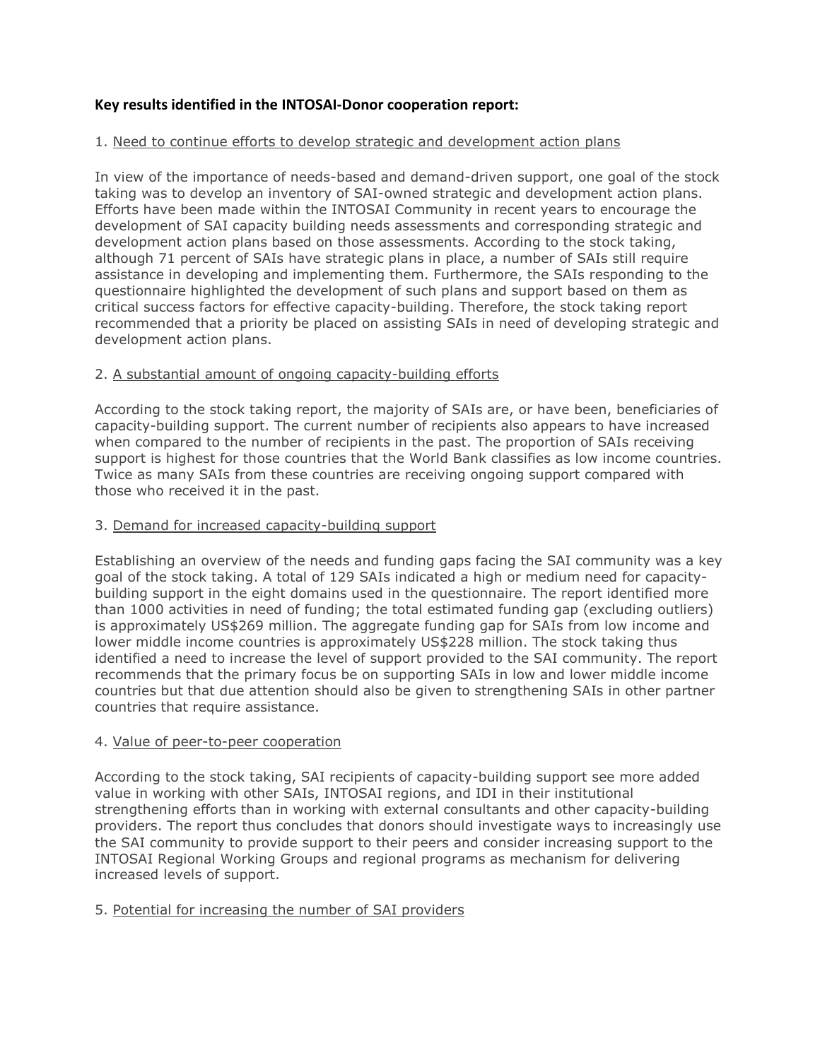**Key results identified in the INTOSAI-Donor cooperation report:**

1. <u>Need to continue efforts to develop strategic and development action plans</u>

In view of the importance of needs-based and demand-driven support, one goal of the stock taking was to develop an inventory of SAI-owned strategic and development action plans. Efforts have been made within the INTOSAI Community in recent years to encourage the development of SAI capacity building needs assessments and corresponding strategic and development action plans based on those assessments. According to the stock taking, although 71 percent of SAIs have strategic plans in place, a number of SAIs still require assistance in developing and implementing them. Furthermore, the SAIs responding to the questionnaire highlighted the development of such plans and support based on them as critical success factors for effective capacity-building. Therefore, the stock taking report recommended that a priority be placed on assisting SAIs in need of developing strategic and development action plans.

2. <u>A substantial amount of ongoing capacity-building efforts</u>

According to the stock taking report, the majority of SAIs are, or have been, beneficiaries of capacity-building support. The current number of recipients also appears to have increased when compared to the number of recipients in the past. The proportion of SAIs receiving support is highest for those countries that the World Bank classifies as low income countries. Twice as many SAIs from these countries are receiving ongoing support compared with those who received it in the past.

3. <u>Demand for increased capacity-building support</u>

Establishing an overview of the needs and funding gaps facing the SAI community was a key goal of the stock taking. A total of 129 SAIs indicated a high or medium need for capacity-building support in the eight domains used in the questionnaire. The report identified more than 1000 activities in need of funding; the total estimated funding gap (excluding outliers) is approximately US$269 million. The aggregate funding gap for SAIs from low income and lower middle income countries is approximately US$228 million. The stock taking thus identified a need to increase the level of support provided to the SAI community. The report recommends that the primary focus be on supporting SAIs in low and lower middle income countries but that due attention should also be given to strengthening SAIs in other partner countries that require assistance.

4. <u>Value of peer-to-peer cooperation</u>

According to the stock taking, SAI recipients of capacity-building support see more added value in working with other SAIs, INTOSAI regions, and IDI in their institutional strengthening efforts than in working with external consultants and other capacity-building providers. The report thus concludes that donors should investigate ways to increasingly use the SAI community to provide support to their peers and consider increasing support to the INTOSAI Regional Working Groups and regional programs as mechanism for delivering increased levels of support.

5. <u>Potential for increasing the number of SAI providers</u>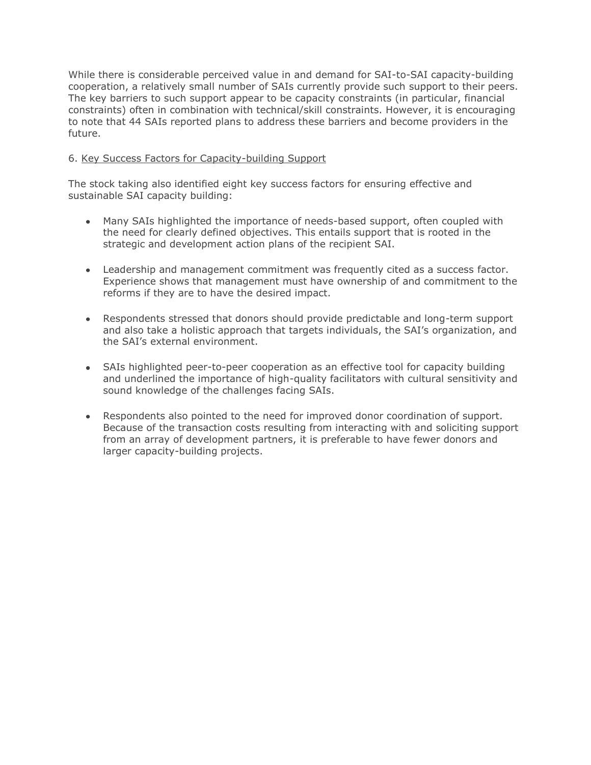While there is considerable perceived value in and demand for SAI-to-SAI capacity-building cooperation, a relatively small number of SAIs currently provide such support to their peers. The key barriers to such support appear to be capacity constraints (in particular, financial constraints) often in combination with technical/skill constraints. However, it is encouraging to note that 44 SAIs reported plans to address these barriers and become providers in the future.

6. <u>Key Success Factors for Capacity-building Support</u>

The stock taking also identified eight key success factors for ensuring effective and sustainable SAI capacity building:

- Many SAIs highlighted the importance of needs-based support, often coupled with the need for clearly defined objectives. This entails support that is rooted in the strategic and development action plans of the recipient SAI.

- Leadership and management commitment was frequently cited as a success factor. Experience shows that management must have ownership of and commitment to the reforms if they are to have the desired impact.

- Respondents stressed that donors should provide predictable and long-term support and also take a holistic approach that targets individuals, the SAI's organization, and the SAI's external environment.

- SAIs highlighted peer-to-peer cooperation as an effective tool for capacity building and underlined the importance of high-quality facilitators with cultural sensitivity and sound knowledge of the challenges facing SAIs.

- Respondents also pointed to the need for improved donor coordination of support. Because of the transaction costs resulting from interacting with and soliciting support from an array of development partners, it is preferable to have fewer donors and larger capacity-building projects.